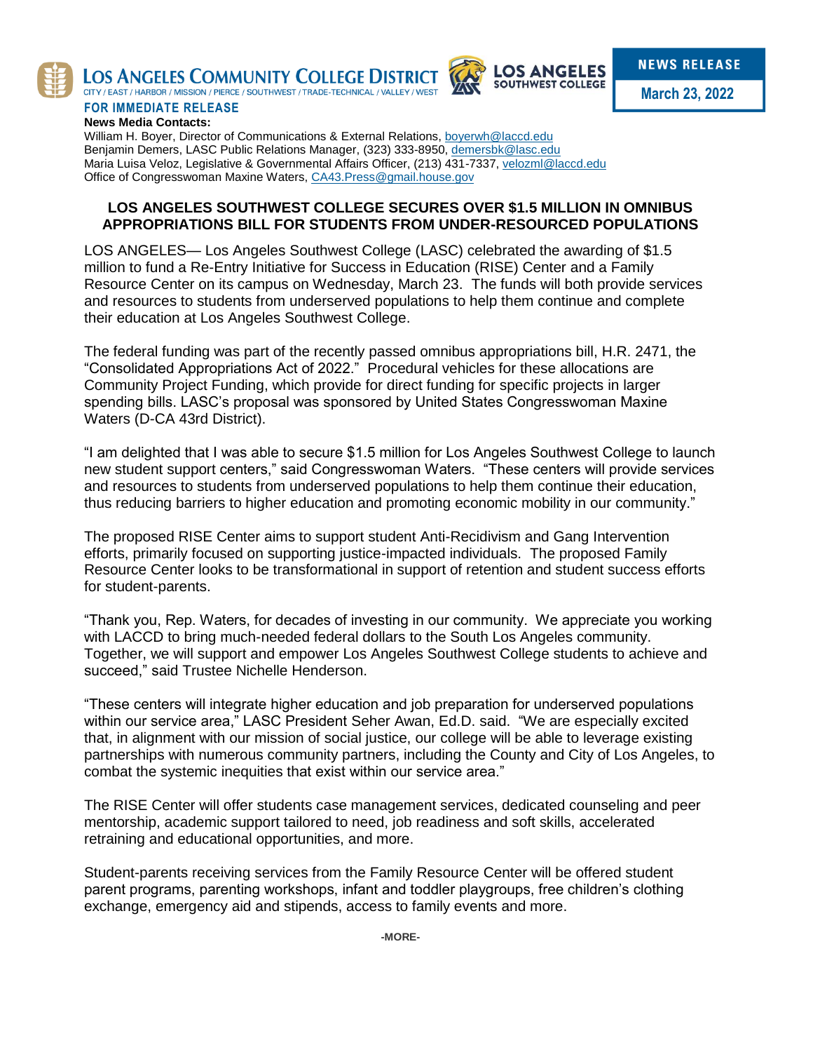LOS ANGELES COMMUNITY COLLEGE DISTRICT
CITY / EAST / HARBOR / MISSION / PIERCE / SOUTHWEST / TRADE-TECHNICAL / VALLEY / WEST

LOS ANGELES SOUTHWEST COLLEGE

**NEWS RELEASE**

**March 23, 2022**

**FOR IMMEDIATE RELEASE**

**News Media Contacts:**
William H. Boyer, Director of Communications & External Relations, boyerwh@laccd.edu
Benjamin Demers, LASC Public Relations Manager, (323) 333-8950, demersbk@lasc.edu
Maria Luisa Veloz, Legislative & Governmental Affairs Officer, (213) 431-7337, velozml@laccd.edu
Office of Congresswoman Maxine Waters, CA43.Press@gmail.house.gov

## LOS ANGELES SOUTHWEST COLLEGE SECURES OVER $1.5 MILLION IN OMNIBUS APPROPRIATIONS BILL FOR STUDENTS FROM UNDER-RESOURCED POPULATIONS

LOS ANGELES— Los Angeles Southwest College (LASC) celebrated the awarding of $1.5 million to fund a Re-Entry Initiative for Success in Education (RISE) Center and a Family Resource Center on its campus on Wednesday, March 23. The funds will both provide services and resources to students from underserved populations to help them continue and complete their education at Los Angeles Southwest College.

The federal funding was part of the recently passed omnibus appropriations bill, H.R. 2471, the "Consolidated Appropriations Act of 2022." Procedural vehicles for these allocations are Community Project Funding, which provide for direct funding for specific projects in larger spending bills. LASC's proposal was sponsored by United States Congresswoman Maxine Waters (D-CA 43rd District).

"I am delighted that I was able to secure $1.5 million for Los Angeles Southwest College to launch new student support centers," said Congresswoman Waters. "These centers will provide services and resources to students from underserved populations to help them continue their education, thus reducing barriers to higher education and promoting economic mobility in our community."

The proposed RISE Center aims to support student Anti-Recidivism and Gang Intervention efforts, primarily focused on supporting justice-impacted individuals. The proposed Family Resource Center looks to be transformational in support of retention and student success efforts for student-parents.

"Thank you, Rep. Waters, for decades of investing in our community. We appreciate you working with LACCD to bring much-needed federal dollars to the South Los Angeles community. Together, we will support and empower Los Angeles Southwest College students to achieve and succeed," said Trustee Nichelle Henderson.

"These centers will integrate higher education and job preparation for underserved populations within our service area," LASC President Seher Awan, Ed.D. said. "We are especially excited that, in alignment with our mission of social justice, our college will be able to leverage existing partnerships with numerous community partners, including the County and City of Los Angeles, to combat the systemic inequities that exist within our service area."

The RISE Center will offer students case management services, dedicated counseling and peer mentorship, academic support tailored to need, job readiness and soft skills, accelerated retraining and educational opportunities, and more.

Student-parents receiving services from the Family Resource Center will be offered student parent programs, parenting workshops, infant and toddler playgroups, free children's clothing exchange, emergency aid and stipends, access to family events and more.

**-MORE-**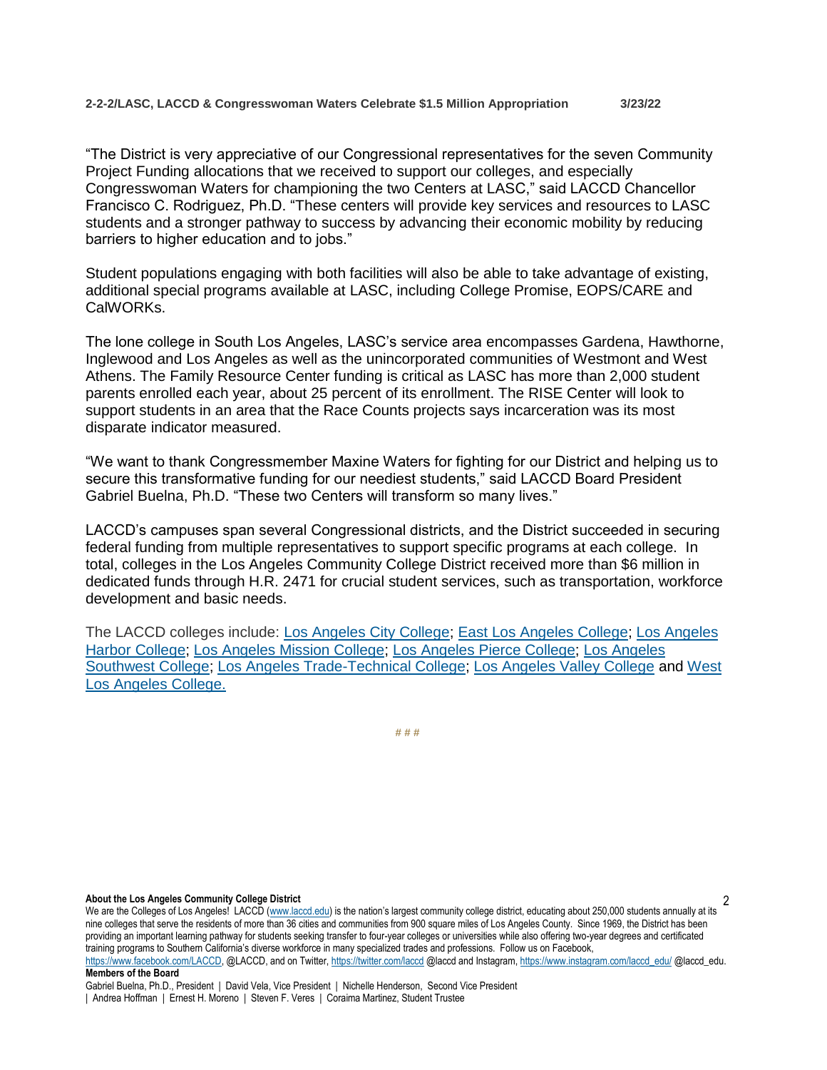"The District is very appreciative of our Congressional representatives for the seven Community Project Funding allocations that we received to support our colleges, and especially Congresswoman Waters for championing the two Centers at LASC," said LACCD Chancellor Francisco C. Rodriguez, Ph.D. "These centers will provide key services and resources to LASC students and a stronger pathway to success by advancing their economic mobility by reducing barriers to higher education and to jobs."

Student populations engaging with both facilities will also be able to take advantage of existing, additional special programs available at LASC, including College Promise, EOPS/CARE and CalWORKs.

The lone college in South Los Angeles, LASC's service area encompasses Gardena, Hawthorne, Inglewood and Los Angeles as well as the unincorporated communities of Westmont and West Athens. The Family Resource Center funding is critical as LASC has more than 2,000 student parents enrolled each year, about 25 percent of its enrollment. The RISE Center will look to support students in an area that the Race Counts projects says incarceration was its most disparate indicator measured.

"We want to thank Congressmember Maxine Waters for fighting for our District and helping us to secure this transformative funding for our neediest students," said LACCD Board President Gabriel Buelna, Ph.D. "These two Centers will transform so many lives."

LACCD's campuses span several Congressional districts, and the District succeeded in securing federal funding from multiple representatives to support specific programs at each college. In total, colleges in the Los Angeles Community College District received more than $6 million in dedicated funds through H.R. 2471 for crucial student services, such as transportation, workforce development and basic needs.

The LACCD colleges include: Los Angeles City College; East Los Angeles College; Los Angeles Harbor College; Los Angeles Mission College; Los Angeles Pierce College; Los Angeles Southwest College; Los Angeles Trade-Technical College; Los Angeles Valley College and West Los Angeles College.

# # #

**About the Los Angeles Community College District**

We are the Colleges of Los Angeles! LACCD (www.laccd.edu) is the nation's largest community college district, educating about 250,000 students annually at its nine colleges that serve the residents of more than 36 cities and communities from 900 square miles of Los Angeles County. Since 1969, the District has been providing an important learning pathway for students seeking transfer to four-year colleges or universities while also offering two-year degrees and certificated training programs to Southern California's diverse workforce in many specialized trades and professions. Follow us on Facebook, https://www.facebook.com/LACCD, @LACCD, and on Twitter, https://twitter.com/laccd @laccd and Instagram, https://www.instagram.com/laccd_edu/ @laccd_edu.

**Members of the Board**

Gabriel Buelna, Ph.D., President | David Vela, Vice President | Nichelle Henderson, Second Vice President | Andrea Hoffman | Ernest H. Moreno | Steven F. Veres | Coraima Martinez, Student Trustee